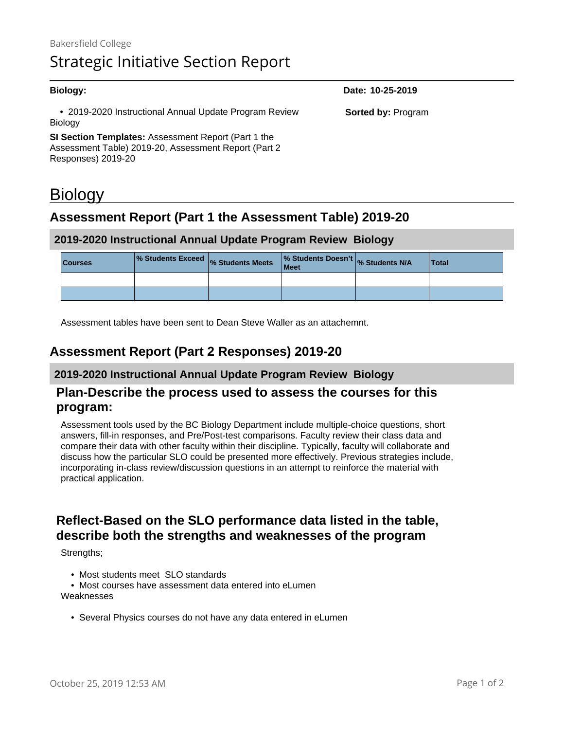Bakersfield College

# Strategic Initiative Section Report

**Biology:**

**Date: 10-25-2019**

- 2019-2020 Instructional Annual Update Program Review Biology

**Sorted by:** Program

**SI Section Templates:** Assessment Report (Part 1 the Assessment Table) 2019-20, Assessment Report (Part 2 Responses) 2019-20

# Biology

## Assessment Report (Part 1 the Assessment Table) 2019-20

### 2019-2020 Instructional Annual Update Program Review Biology

| Courses | % Students Exceed | % Students Meets | % Students Doesn't Meet | % Students N/A | Total |
|---|---|---|---|---|---|
| | | | | | |
| | | | | | |

Assessment tables have been sent to Dean Steve Waller as an attachemnt.

## Assessment Report (Part 2 Responses) 2019-20

### 2019-2020 Instructional Annual Update Program Review Biology

### Plan-Describe the process used to assess the courses for this program:

Assessment tools used by the BC Biology Department include multiple-choice questions, short answers, fill-in responses, and Pre/Post-test comparisons. Faculty review their class data and compare their data with other faculty within their discipline. Typically, faculty will collaborate and discuss how the particular SLO could be presented more effectively. Previous strategies include, incorporating in-class review/discussion questions in an attempt to reinforce the material with practical application.

### Reflect-Based on the SLO performance data listed in the table, describe both the strengths and weaknesses of the program

Strengths;

- Most students meet SLO standards
- Most courses have assessment data entered into eLumen

Weaknesses

- Several Physics courses do not have any data entered in eLumen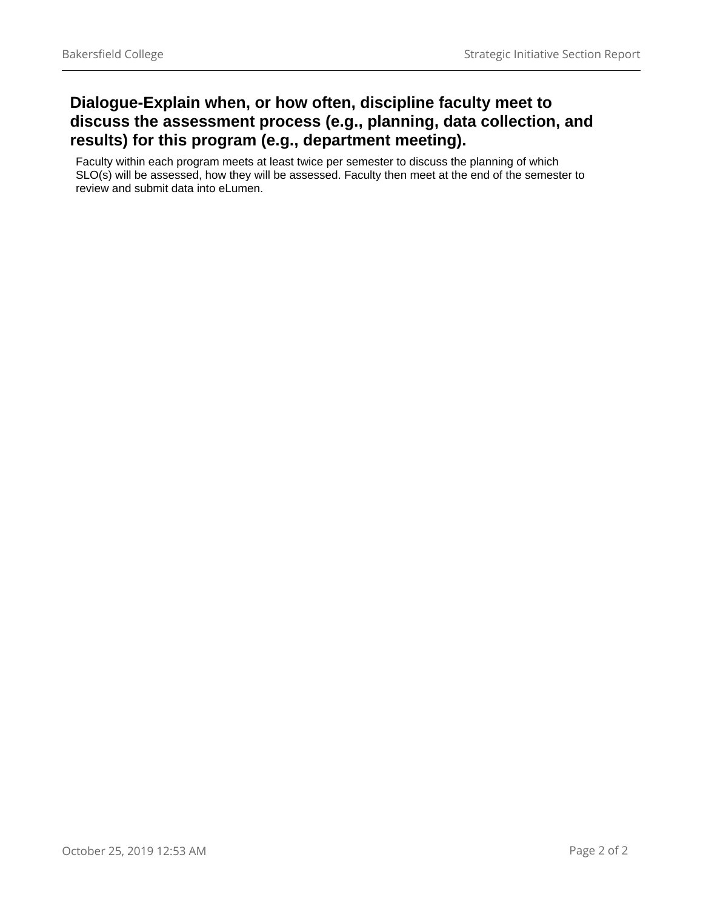## Dialogue-Explain when, or how often, discipline faculty meet to discuss the assessment process (e.g., planning, data collection, and results) for this program (e.g., department meeting).

Faculty within each program meets at least twice per semester to discuss the planning of which SLO(s) will be assessed, how they will be assessed. Faculty then meet at the end of the semester to review and submit data into eLumen.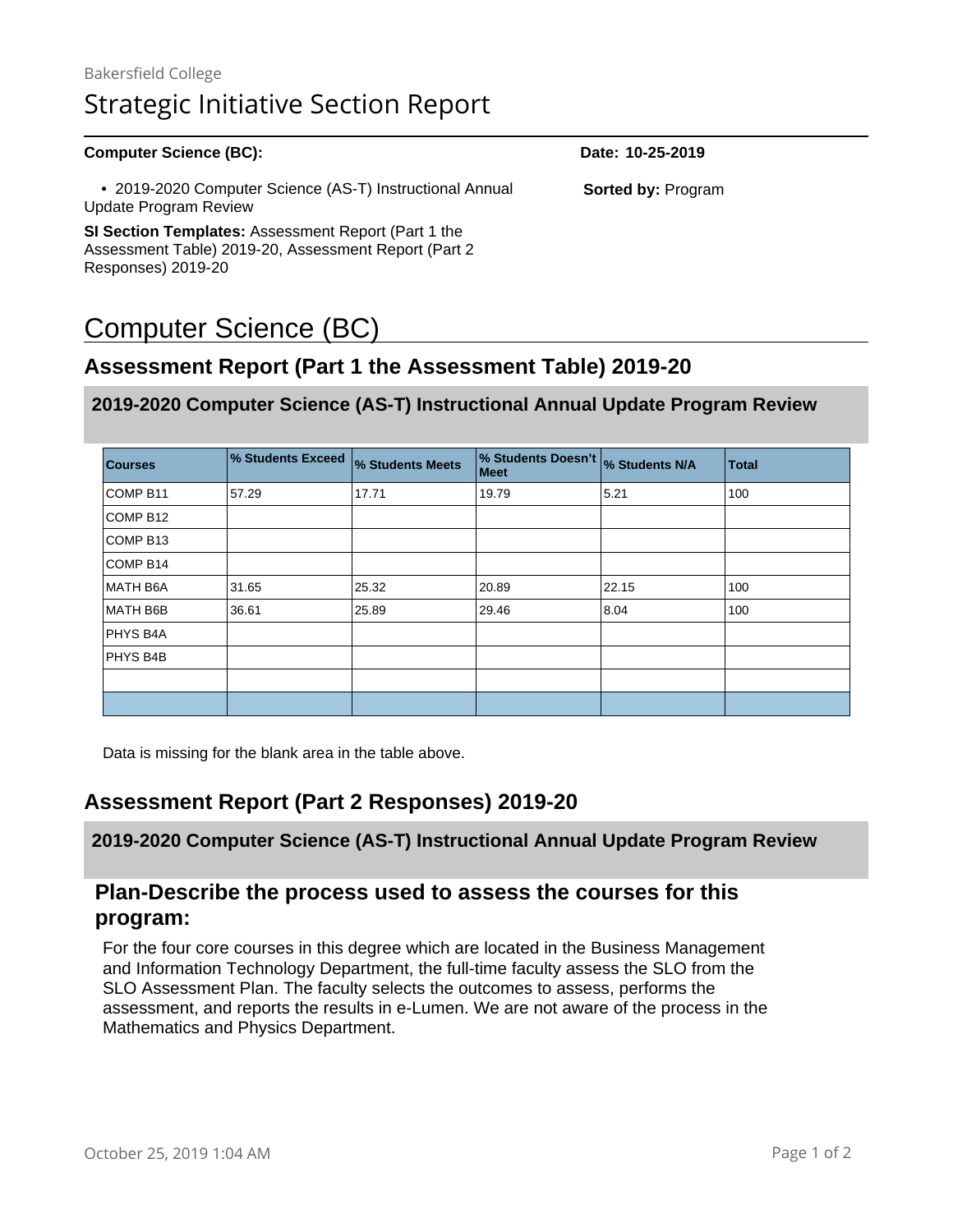Bakersfield College

# Strategic Initiative Section Report

**Computer Science (BC):**

**Date: 10-25-2019**

- 2019-2020 Computer Science (AS-T) Instructional Annual Update Program Review

**Sorted by:** Program

**SI Section Templates:** Assessment Report (Part 1 the Assessment Table) 2019-20, Assessment Report (Part 2 Responses) 2019-20

# Computer Science (BC)

## Assessment Report (Part 1 the Assessment Table) 2019-20

### 2019-2020 Computer Science (AS-T) Instructional Annual Update Program Review

| Courses | % Students Exceed | % Students Meets | % Students Doesn't Meet | % Students N/A | Total |
|---|---|---|---|---|---|
| COMP B11 | 57.29 | 17.71 | 19.79 | 5.21 | 100 |
| COMP B12 | | | | | |
| COMP B13 | | | | | |
| COMP B14 | | | | | |
| MATH B6A | 31.65 | 25.32 | 20.89 | 22.15 | 100 |
| MATH B6B | 36.61 | 25.89 | 29.46 | 8.04 | 100 |
| PHYS B4A | | | | | |
| PHYS B4B | | | | | |
| | | | | | |
| | | | | | |

Data is missing for the blank area in the table above.

## Assessment Report (Part 2 Responses) 2019-20

### 2019-2020 Computer Science (AS-T) Instructional Annual Update Program Review

### Plan-Describe the process used to assess the courses for this program:

For the four core courses in this degree which are located in the Business Management and Information Technology Department, the full-time faculty assess the SLO from the SLO Assessment Plan. The faculty selects the outcomes to assess, performs the assessment, and reports the results in e-Lumen. We are not aware of the process in the Mathematics and Physics Department.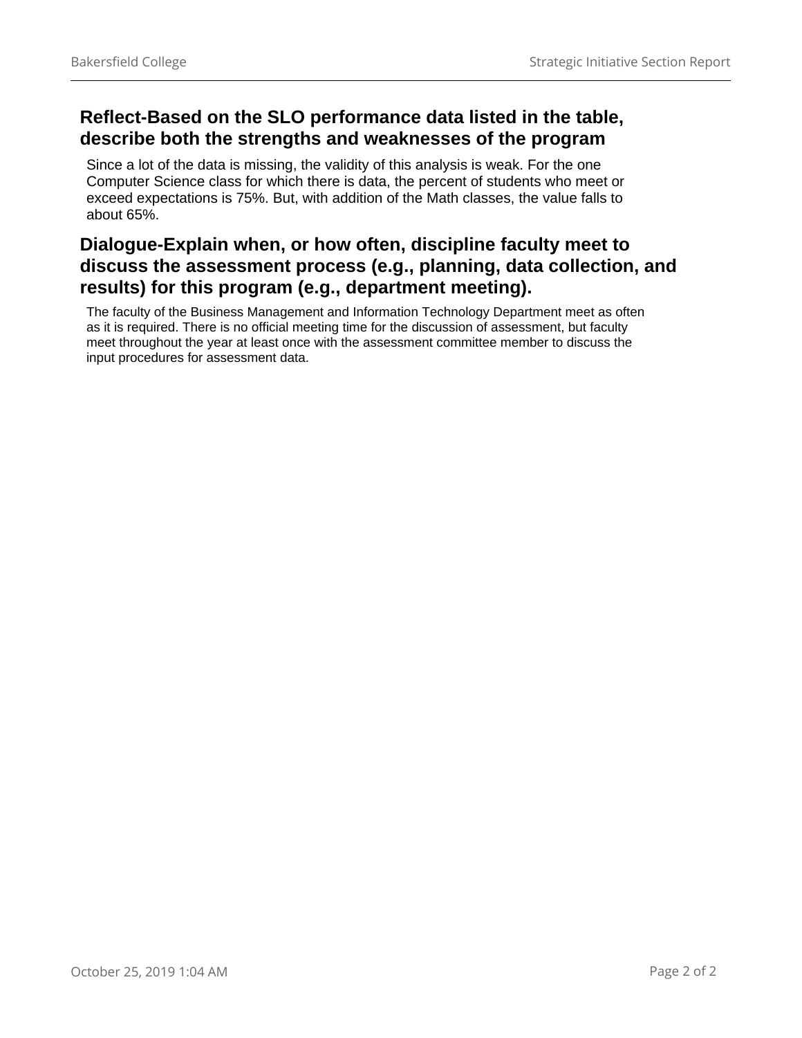## Reflect-Based on the SLO performance data listed in the table, describe both the strengths and weaknesses of the program

Since a lot of the data is missing, the validity of this analysis is weak. For the one Computer Science class for which there is data, the percent of students who meet or exceed expectations is 75%. But, with addition of the Math classes, the value falls to about 65%.

## Dialogue-Explain when, or how often, discipline faculty meet to discuss the assessment process (e.g., planning, data collection, and results) for this program (e.g., department meeting).

The faculty of the Business Management and Information Technology Department meet as often as it is required. There is no official meeting time for the discussion of assessment, but faculty meet throughout the year at least once with the assessment committee member to discuss the input procedures for assessment data.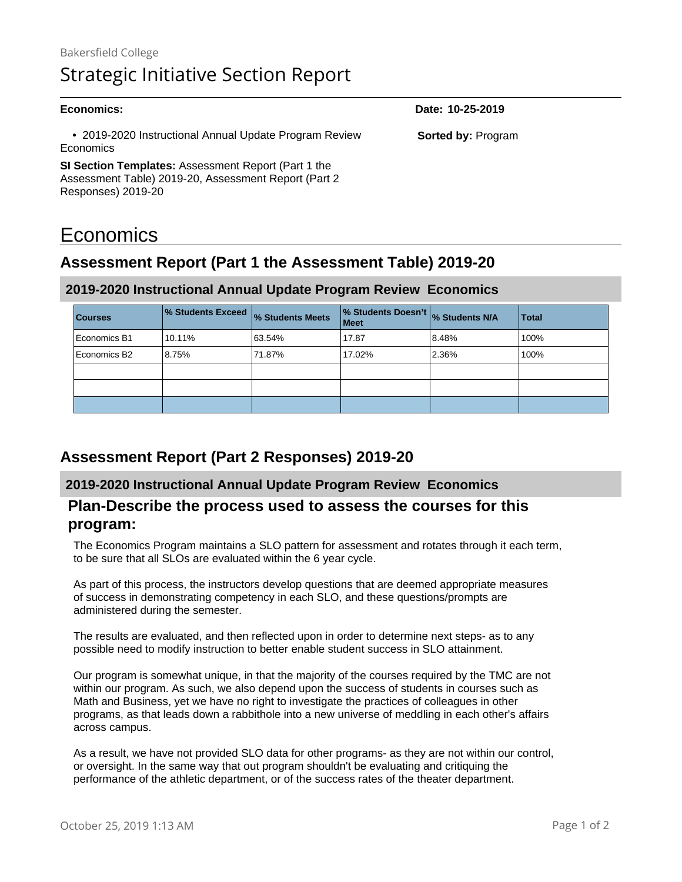Bakersfield College

# Strategic Initiative Section Report

**Economics:**

**Date: 10-25-2019**

- 2019-2020 Instructional Annual Update Program Review Economics

**Sorted by:** Program

**SI Section Templates:** Assessment Report (Part 1 the Assessment Table) 2019-20, Assessment Report (Part 2 Responses) 2019-20

# Economics

## Assessment Report (Part 1 the Assessment Table) 2019-20

### 2019-2020 Instructional Annual Update Program Review Economics

| Courses | % Students Exceed | % Students Meets | % Students Doesn't Meet | % Students N/A | Total |
|---|---|---|---|---|---|
| Economics B1 | 10.11% | 63.54% | 17.87 | 8.48% | 100% |
| Economics B2 | 8.75% | 71.87% | 17.02% | 2.36% | 100% |
| | | | | | |
| | | | | | |
| | | | | | |

## Assessment Report (Part 2 Responses) 2019-20

### 2019-2020 Instructional Annual Update Program Review Economics

### Plan-Describe the process used to assess the courses for this program:

The Economics Program maintains a SLO pattern for assessment and rotates through it each term, to be sure that all SLOs are evaluated within the 6 year cycle.

As part of this process, the instructors develop questions that are deemed appropriate measures of success in demonstrating competency in each SLO, and these questions/prompts are administered during the semester.

The results are evaluated, and then reflected upon in order to determine next steps- as to any possible need to modify instruction to better enable student success in SLO attainment.

Our program is somewhat unique, in that the majority of the courses required by the TMC are not within our program. As such, we also depend upon the success of students in courses such as Math and Business, yet we have no right to investigate the practices of colleagues in other programs, as that leads down a rabbithole into a new universe of meddling in each other's affairs across campus.

As a result, we have not provided SLO data for other programs- as they are not within our control, or oversight. In the same way that out program shouldn't be evaluating and critiquing the performance of the athletic department, or of the success rates of the theater department.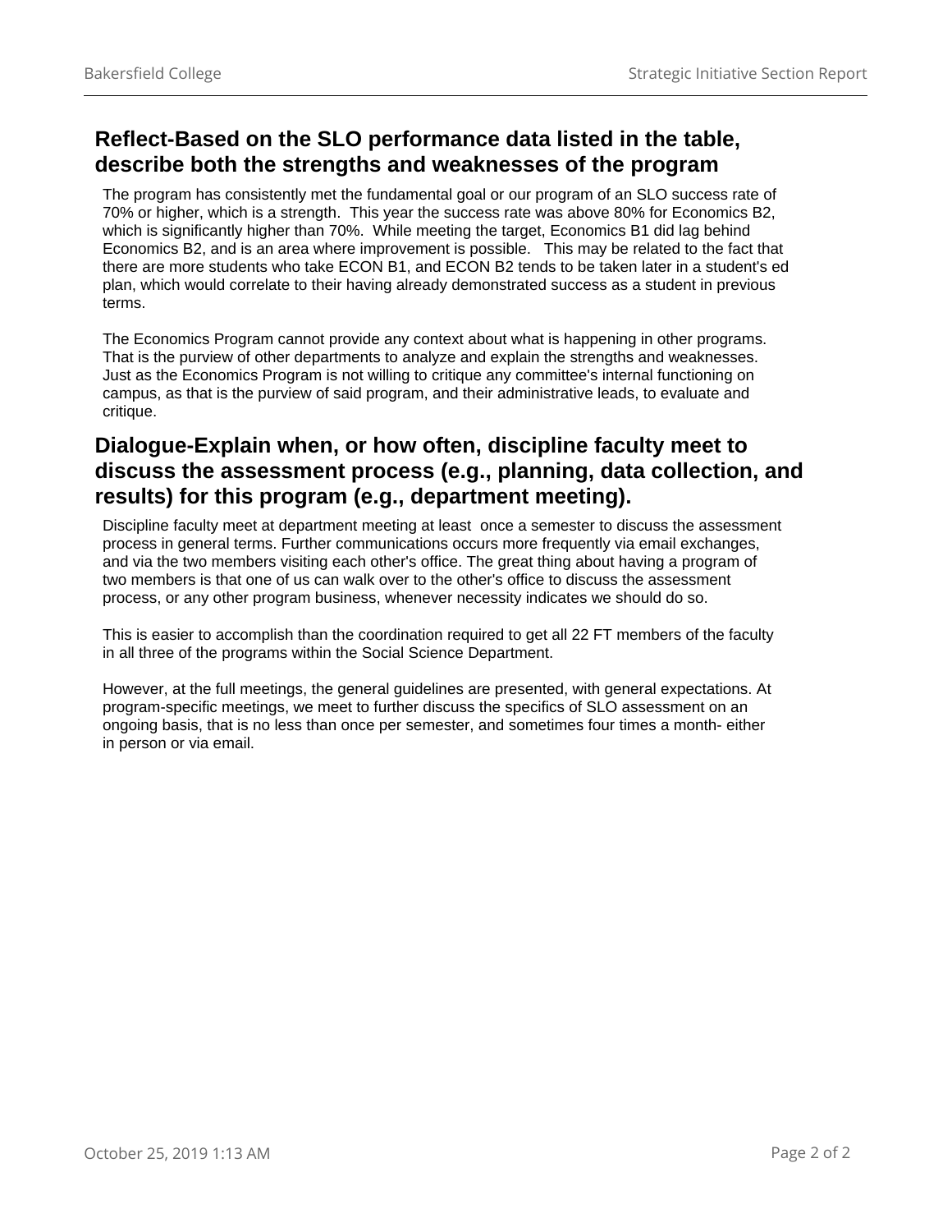## Reflect-Based on the SLO performance data listed in the table, describe both the strengths and weaknesses of the program

The program has consistently met the fundamental goal or our program of an SLO success rate of 70% or higher, which is a strength. This year the success rate was above 80% for Economics B2, which is significantly higher than 70%. While meeting the target, Economics B1 did lag behind Economics B2, and is an area where improvement is possible. This may be related to the fact that there are more students who take ECON B1, and ECON B2 tends to be taken later in a student's ed plan, which would correlate to their having already demonstrated success as a student in previous terms.

The Economics Program cannot provide any context about what is happening in other programs. That is the purview of other departments to analyze and explain the strengths and weaknesses. Just as the Economics Program is not willing to critique any committee's internal functioning on campus, as that is the purview of said program, and their administrative leads, to evaluate and critique.

## Dialogue-Explain when, or how often, discipline faculty meet to discuss the assessment process (e.g., planning, data collection, and results) for this program (e.g., department meeting).

Discipline faculty meet at department meeting at least once a semester to discuss the assessment process in general terms. Further communications occurs more frequently via email exchanges, and via the two members visiting each other's office. The great thing about having a program of two members is that one of us can walk over to the other's office to discuss the assessment process, or any other program business, whenever necessity indicates we should do so.

This is easier to accomplish than the coordination required to get all 22 FT members of the faculty in all three of the programs within the Social Science Department.

However, at the full meetings, the general guidelines are presented, with general expectations. At program-specific meetings, we meet to further discuss the specifics of SLO assessment on an ongoing basis, that is no less than once per semester, and sometimes four times a month- either in person or via email.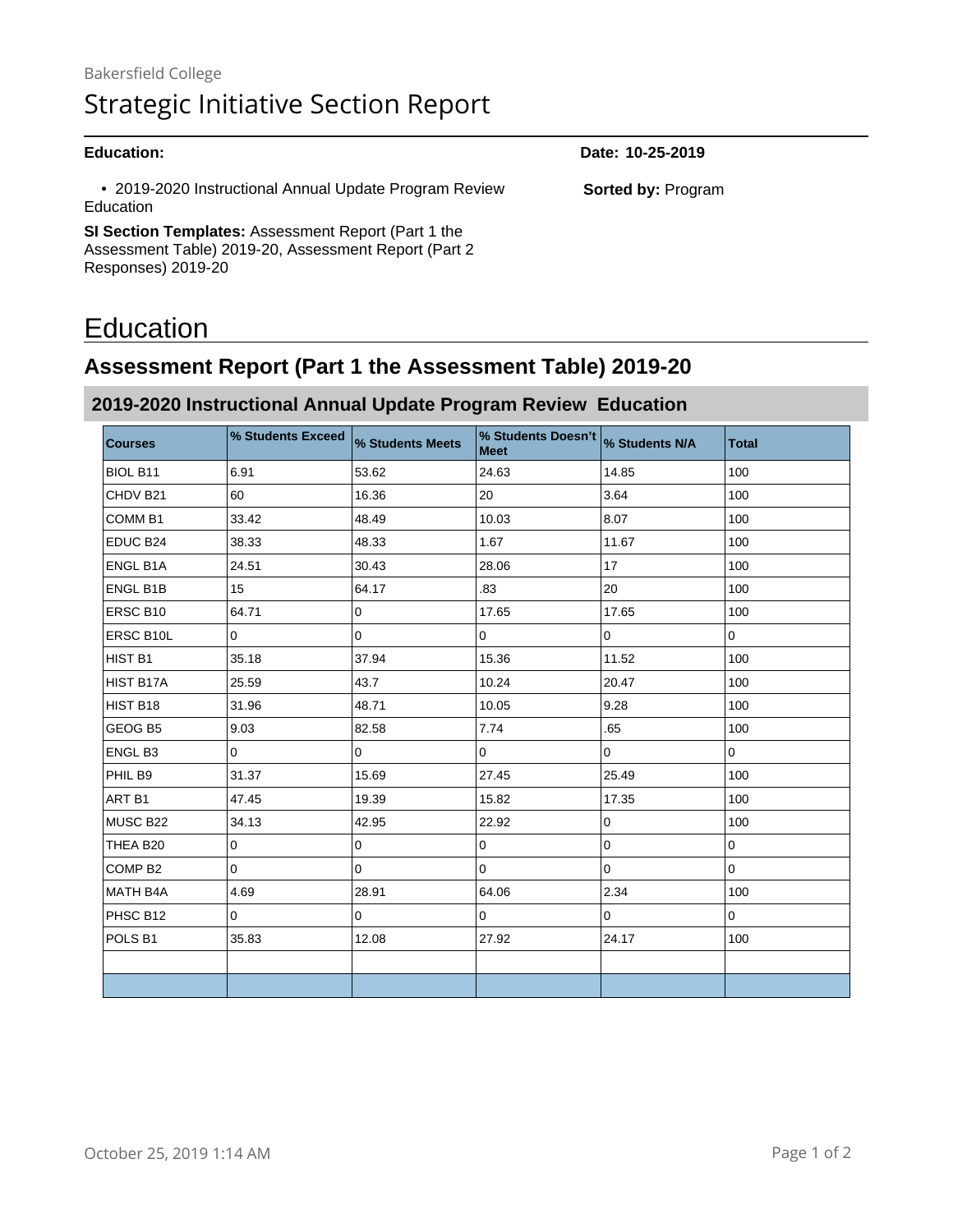Bakersfield College

# Strategic Initiative Section Report

**Education:**

**Date: 10-25-2019**

- 2019-2020 Instructional Annual Update Program Review Education

**Sorted by:** Program

**SI Section Templates:** Assessment Report (Part 1 the Assessment Table) 2019-20, Assessment Report (Part 2 Responses) 2019-20

# Education

## Assessment Report (Part 1 the Assessment Table) 2019-20

### 2019-2020 Instructional Annual Update Program Review Education

| Courses | % Students Exceed | % Students Meets | % Students Doesn't Meet | % Students N/A | Total |
|---|---|---|---|---|---|
| BIOL B11 | 6.91 | 53.62 | 24.63 | 14.85 | 100 |
| CHDV B21 | 60 | 16.36 | 20 | 3.64 | 100 |
| COMM B1 | 33.42 | 48.49 | 10.03 | 8.07 | 100 |
| EDUC B24 | 38.33 | 48.33 | 1.67 | 11.67 | 100 |
| ENGL B1A | 24.51 | 30.43 | 28.06 | 17 | 100 |
| ENGL B1B | 15 | 64.17 | .83 | 20 | 100 |
| ERSC B10 | 64.71 | 0 | 17.65 | 17.65 | 100 |
| ERSC B10L | 0 | 0 | 0 | 0 | 0 |
| HIST B1 | 35.18 | 37.94 | 15.36 | 11.52 | 100 |
| HIST B17A | 25.59 | 43.7 | 10.24 | 20.47 | 100 |
| HIST B18 | 31.96 | 48.71 | 10.05 | 9.28 | 100 |
| GEOG B5 | 9.03 | 82.58 | 7.74 | .65 | 100 |
| ENGL B3 | 0 | 0 | 0 | 0 | 0 |
| PHIL B9 | 31.37 | 15.69 | 27.45 | 25.49 | 100 |
| ART B1 | 47.45 | 19.39 | 15.82 | 17.35 | 100 |
| MUSC B22 | 34.13 | 42.95 | 22.92 | 0 | 100 |
| THEA B20 | 0 | 0 | 0 | 0 | 0 |
| COMP B2 | 0 | 0 | 0 | 0 | 0 |
| MATH B4A | 4.69 | 28.91 | 64.06 | 2.34 | 100 |
| PHSC B12 | 0 | 0 | 0 | 0 | 0 |
| POLS B1 | 35.83 | 12.08 | 27.92 | 24.17 | 100 |
| | | | | | |
| | | | | | |

October 25, 2019 1:14 AM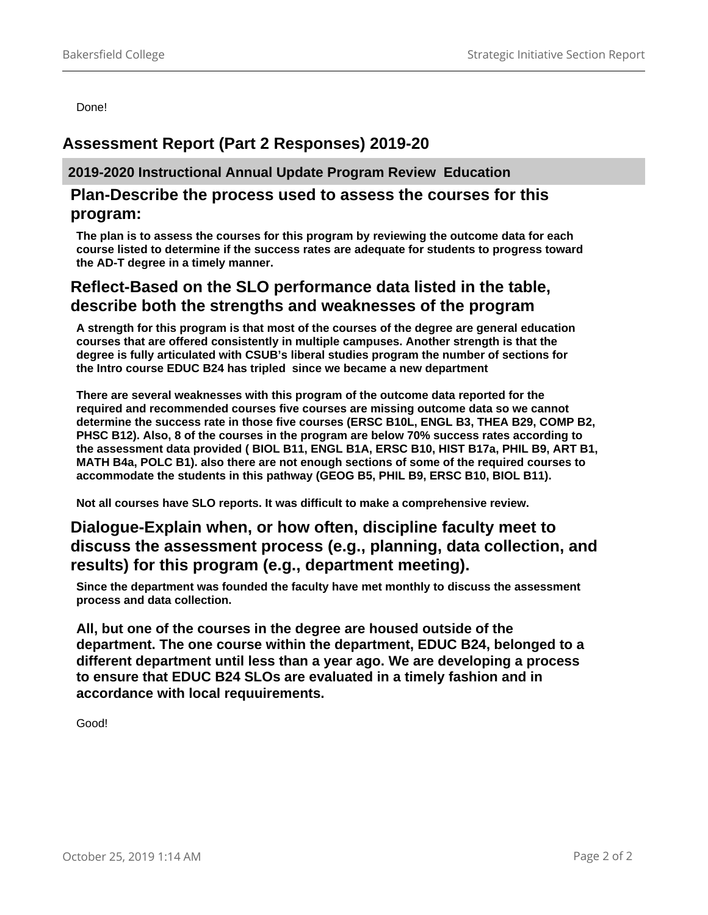Done!

## Assessment Report (Part 2 Responses) 2019-20

### 2019-2020 Instructional Annual Update Program Review Education

### Plan-Describe the process used to assess the courses for this program:

**The plan is to assess the courses for this program by reviewing the outcome data for each course listed to determine if the success rates are adequate for students to progress toward the AD-T degree in a timely manner.**

### Reflect-Based on the SLO performance data listed in the table, describe both the strengths and weaknesses of the program

**A strength for this program is that most of the courses of the degree are general education courses that are offered consistently in multiple campuses. Another strength is that the degree is fully articulated with CSUB's liberal studies program the number of sections for the Intro course EDUC B24 has tripled since we became a new department**

**There are several weaknesses with this program of the outcome data reported for the required and recommended courses five courses are missing outcome data so we cannot determine the success rate in those five courses (ERSC B10L, ENGL B3, THEA B29, COMP B2, PHSC B12). Also, 8 of the courses in the program are below 70% success rates according to the assessment data provided ( BIOL B11, ENGL B1A, ERSC B10, HIST B17a, PHIL B9, ART B1, MATH B4a, POLC B1). also there are not enough sections of some of the required courses to accommodate the students in this pathway (GEOG B5, PHIL B9, ERSC B10, BIOL B11).**

**Not all courses have SLO reports. It was difficult to make a comprehensive review.**

### Dialogue-Explain when, or how often, discipline faculty meet to discuss the assessment process (e.g., planning, data collection, and results) for this program (e.g., department meeting).

**Since the department was founded the faculty have met monthly to discuss the assessment process and data collection.**

**All, but one of the courses in the degree are housed outside of the department. The one course within the department, EDUC B24, belonged to a different department until less than a year ago. We are developing a process to ensure that EDUC B24 SLOs are evaluated in a timely fashion and in accordance with local requuirements.**

Good!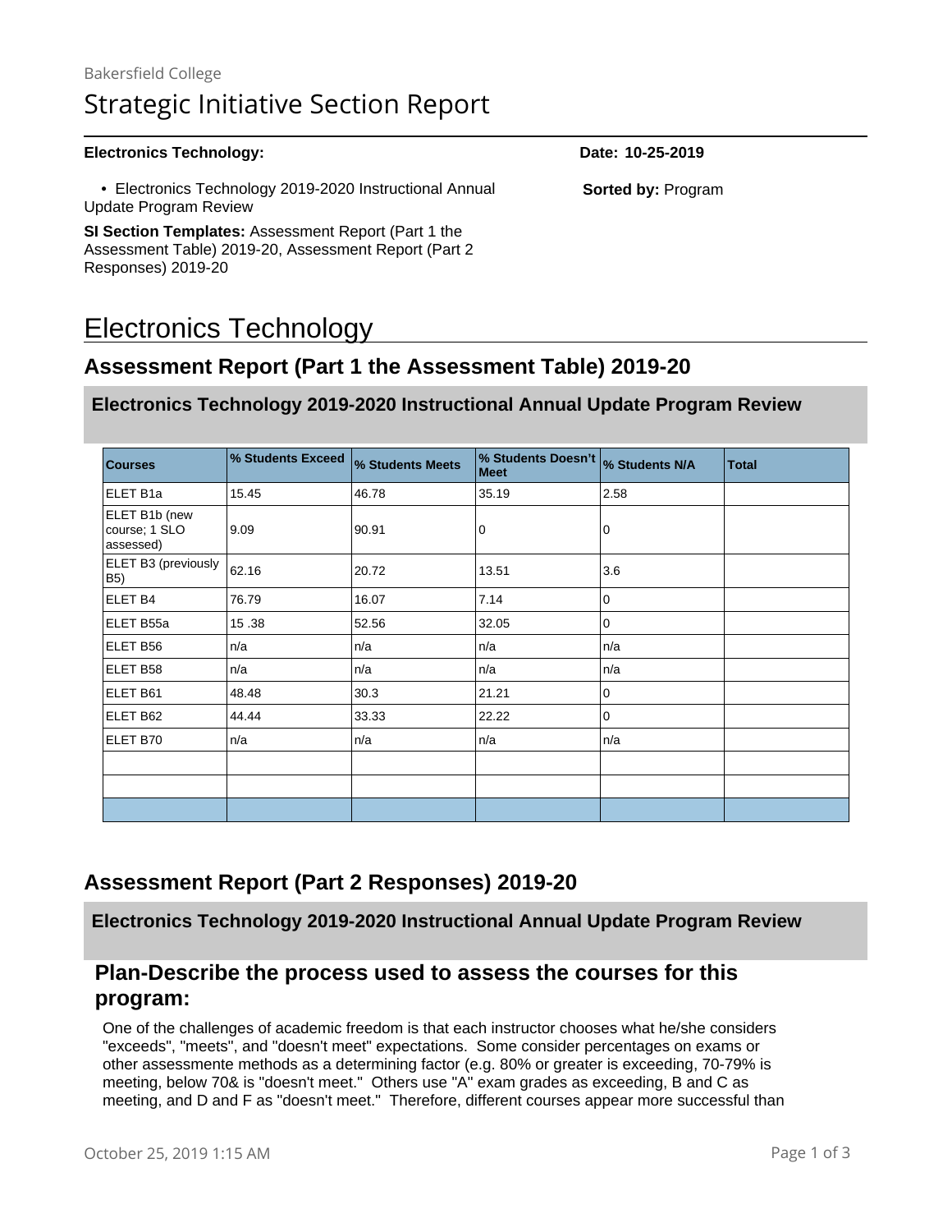Bakersfield College

# Strategic Initiative Section Report

**Electronics Technology:**

**Date: 10-25-2019**

- Electronics Technology 2019-2020 Instructional Annual Update Program Review

**Sorted by:** Program

**SI Section Templates:** Assessment Report (Part 1 the Assessment Table) 2019-20, Assessment Report (Part 2 Responses) 2019-20

# Electronics Technology

## Assessment Report (Part 1 the Assessment Table) 2019-20

### Electronics Technology 2019-2020 Instructional Annual Update Program Review

| Courses | % Students Exceed | % Students Meets | % Students Doesn't Meet | % Students N/A | Total |
|---|---|---|---|---|---|
| ELET B1a | 15.45 | 46.78 | 35.19 | 2.58 | |
| ELET B1b (new course; 1 SLO assessed) | 9.09 | 90.91 | 0 | 0 | |
| ELET B3 (previously B5) | 62.16 | 20.72 | 13.51 | 3.6 | |
| ELET B4 | 76.79 | 16.07 | 7.14 | 0 | |
| ELET B55a | 15 .38 | 52.56 | 32.05 | 0 | |
| ELET B56 | n/a | n/a | n/a | n/a | |
| ELET B58 | n/a | n/a | n/a | n/a | |
| ELET B61 | 48.48 | 30.3 | 21.21 | 0 | |
| ELET B62 | 44.44 | 33.33 | 22.22 | 0 | |
| ELET B70 | n/a | n/a | n/a | n/a | |
| | | | | | |
| | | | | | |
| | | | | | |

## Assessment Report (Part 2 Responses) 2019-20

### Electronics Technology 2019-2020 Instructional Annual Update Program Review

### Plan-Describe the process used to assess the courses for this program:

One of the challenges of academic freedom is that each instructor chooses what he/she considers "exceeds", "meets", and "doesn't meet" expectations. Some consider percentages on exams or other assessmente methods as a determining factor (e.g. 80% or greater is exceeding, 70-79% is meeting, below 70& is "doesn't meet." Others use "A" exam grades as exceeding, B and C as meeting, and D and F as "doesn't meet." Therefore, different courses appear more successful than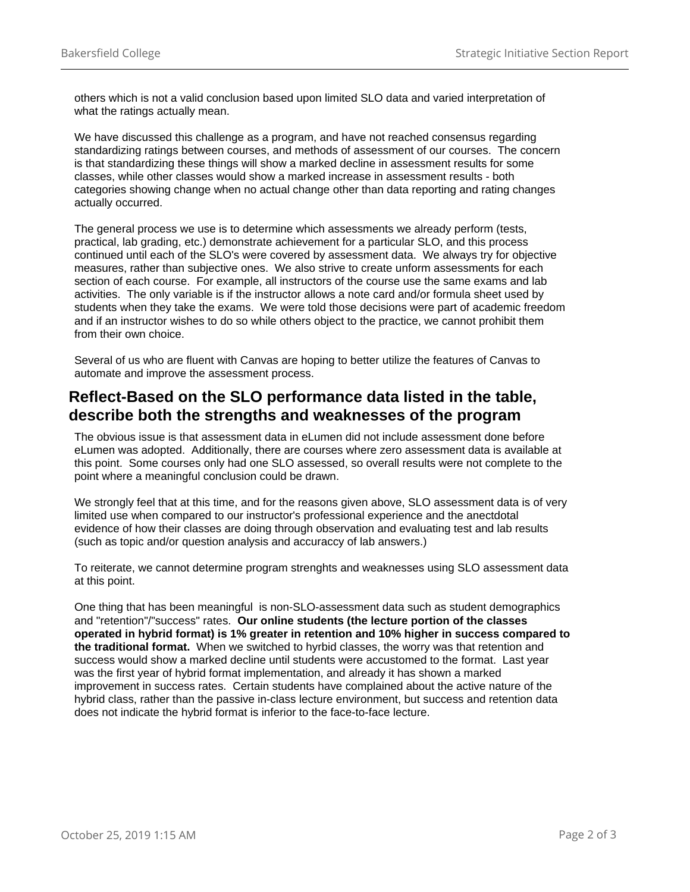others which is not a valid conclusion based upon limited SLO data and varied interpretation of what the ratings actually mean.

We have discussed this challenge as a program, and have not reached consensus regarding standardizing ratings between courses, and methods of assessment of our courses.  The concern is that standardizing these things will show a marked decline in assessment results for some classes, while other classes would show a marked increase in assessment results - both categories showing change when no actual change other than data reporting and rating changes actually occurred.

The general process we use is to determine which assessments we already perform (tests, practical, lab grading, etc.) demonstrate achievement for a particular SLO, and this process continued until each of the SLO's were covered by assessment data.  We always try for objective measures, rather than subjective ones.  We also strive to create unform assessments for each section of each course.  For example, all instructors of the course use the same exams and lab activities.  The only variable is if the instructor allows a note card and/or formula sheet used by students when they take the exams.  We were told those decisions were part of academic freedom and if an instructor wishes to do so while others object to the practice, we cannot prohibit them from their own choice.

Several of us who are fluent with Canvas are hoping to better utilize the features of Canvas to automate and improve the assessment process.

## Reflect-Based on the SLO performance data listed in the table, describe both the strengths and weaknesses of the program

The obvious issue is that assessment data in eLumen did not include assessment done before eLumen was adopted.  Additionally, there are courses where zero assessment data is available at this point.  Some courses only had one SLO assessed, so overall results were not complete to the point where a meaningful conclusion could be drawn.

We strongly feel that at this time, and for the reasons given above, SLO assessment data is of very limited use when compared to our instructor's professional experience and the anectdotal evidence of how their classes are doing through observation and evaluating test and lab results (such as topic and/or question analysis and accuraccy of lab answers.)

To reiterate, we cannot determine program strenghts and weaknesses using SLO assessment data at this point.

One thing that has been meaningful  is non-SLO-assessment data such as student demographics and "retention"/"success" rates.  **Our online students (the lecture portion of the classes operated in hybrid format) is 1% greater in retention and 10% higher in success compared to the traditional format.**  When we switched to hyrbid classes, the worry was that retention and success would show a marked decline until students were accustomed to the format.  Last year was the first year of hybrid format implementation, and already it has shown a marked improvement in success rates.  Certain students have complained about the active nature of the hybrid class, rather than the passive in-class lecture environment, but success and retention data does not indicate the hybrid format is inferior to the face-to-face lecture.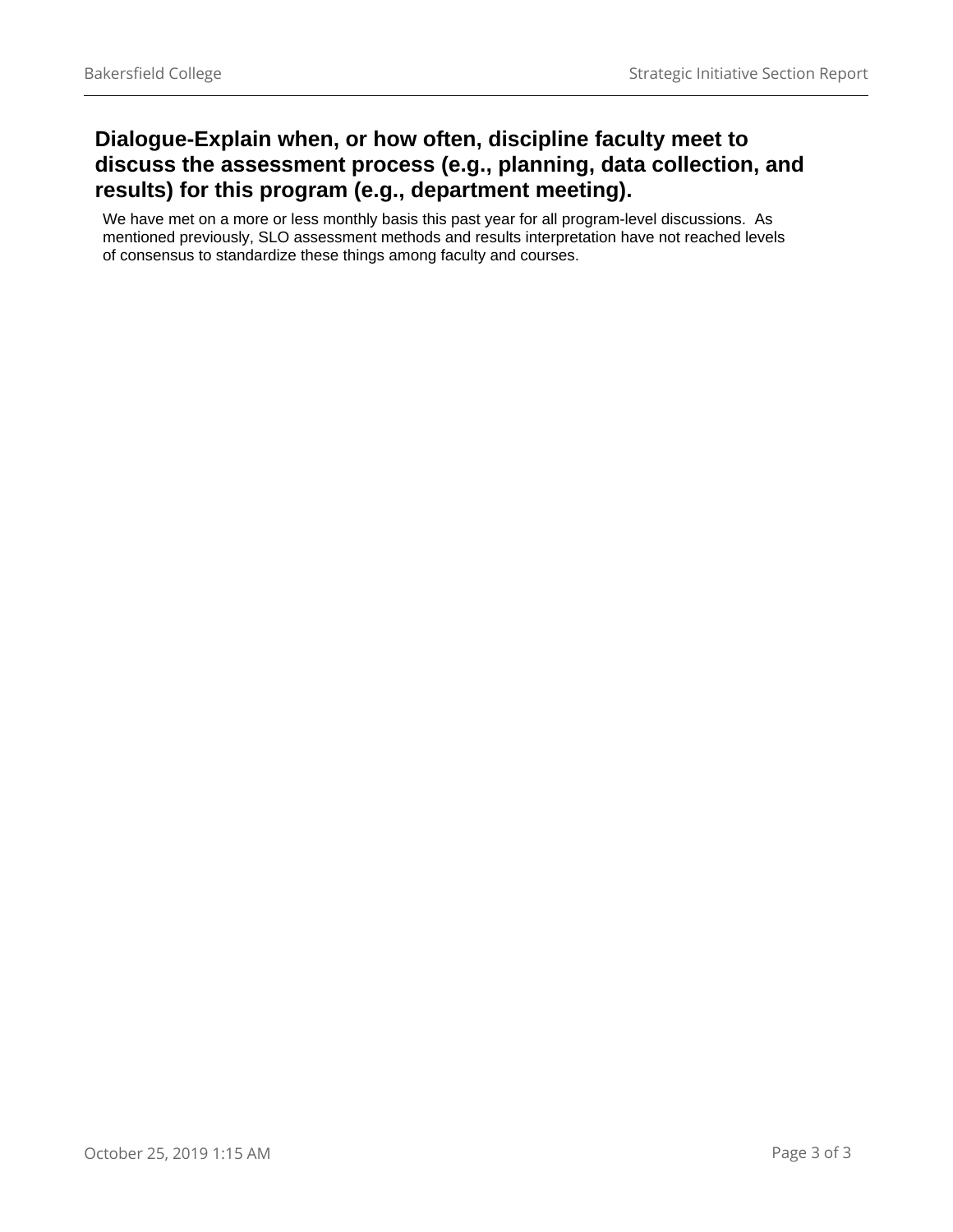## Dialogue-Explain when, or how often, discipline faculty meet to discuss the assessment process (e.g., planning, data collection, and results) for this program (e.g., department meeting).

We have met on a more or less monthly basis this past year for all program-level discussions. As mentioned previously, SLO assessment methods and results interpretation have not reached levels of consensus to standardize these things among faculty and courses.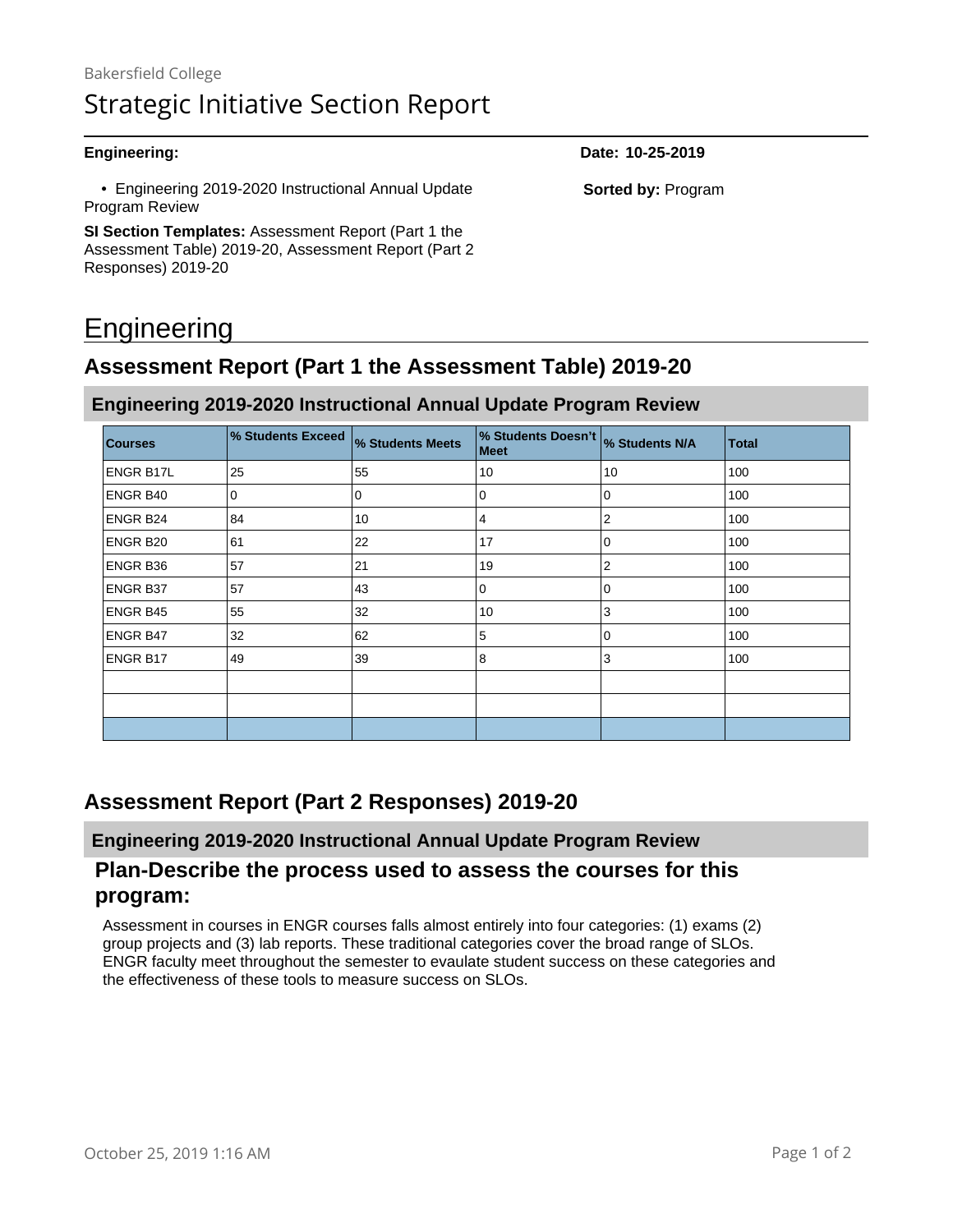Bakersfield College

# Strategic Initiative Section Report

**Engineering:**

**Date: 10-25-2019**

- Engineering 2019-2020 Instructional Annual Update Program Review

**Sorted by:** Program

**SI Section Templates:** Assessment Report (Part 1 the Assessment Table) 2019-20, Assessment Report (Part 2 Responses) 2019-20

# Engineering

## Assessment Report (Part 1 the Assessment Table) 2019-20

### Engineering 2019-2020 Instructional Annual Update Program Review

| Courses | % Students Exceed | % Students Meets | % Students Doesn't Meet | % Students N/A | Total |
|---|---|---|---|---|---|
| ENGR B17L | 25 | 55 | 10 | 10 | 100 |
| ENGR B40 | 0 | 0 | 0 | 0 | 100 |
| ENGR B24 | 84 | 10 | 4 | 2 | 100 |
| ENGR B20 | 61 | 22 | 17 | 0 | 100 |
| ENGR B36 | 57 | 21 | 19 | 2 | 100 |
| ENGR B37 | 57 | 43 | 0 | 0 | 100 |
| ENGR B45 | 55 | 32 | 10 | 3 | 100 |
| ENGR B47 | 32 | 62 | 5 | 0 | 100 |
| ENGR B17 | 49 | 39 | 8 | 3 | 100 |
| | | | | | |
| | | | | | |
| | | | | | |

## Assessment Report (Part 2 Responses) 2019-20

### Engineering 2019-2020 Instructional Annual Update Program Review

### Plan-Describe the process used to assess the courses for this program:

Assessment in courses in ENGR courses falls almost entirely into four categories: (1) exams (2) group projects and (3) lab reports. These traditional categories cover the broad range of SLOs. ENGR faculty meet throughout the semester to evaulate student success on these categories and the effectiveness of these tools to measure success on SLOs.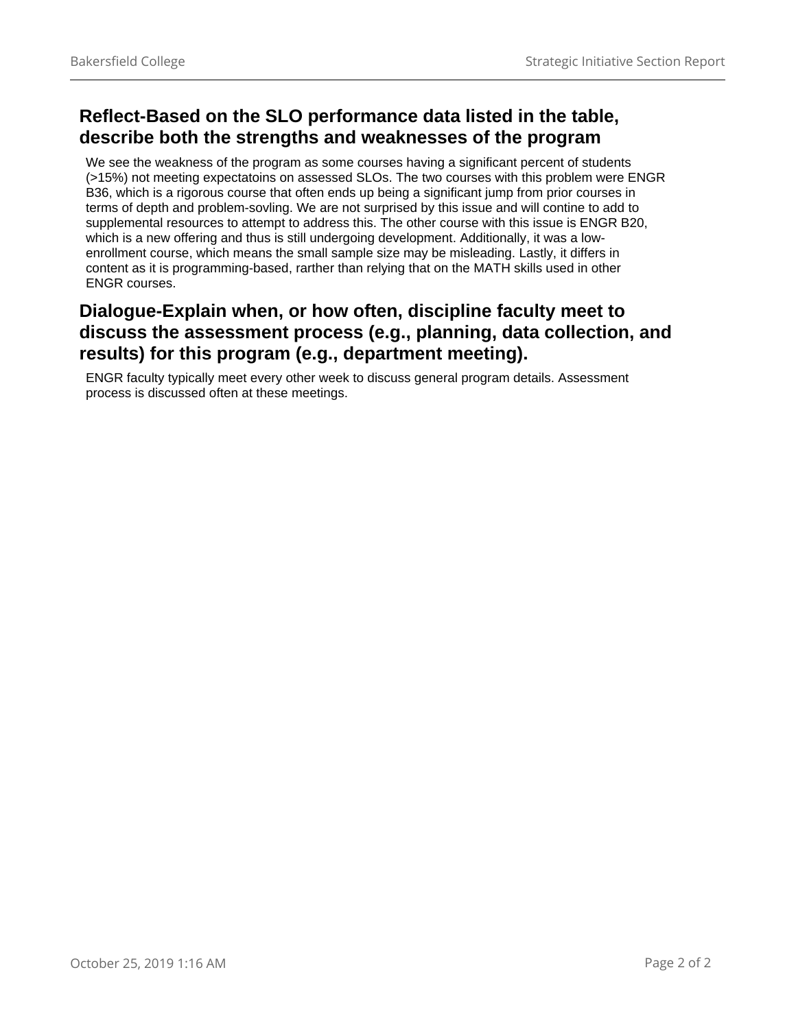## Reflect-Based on the SLO performance data listed in the table, describe both the strengths and weaknesses of the program

We see the weakness of the program as some courses having a significant percent of students (>15%) not meeting expectatoins on assessed SLOs. The two courses with this problem were ENGR B36, which is a rigorous course that often ends up being a significant jump from prior courses in terms of depth and problem-sovling. We are not surprised by this issue and will contine to add to supplemental resources to attempt to address this. The other course with this issue is ENGR B20, which is a new offering and thus is still undergoing development. Additionally, it was a low-enrollment course, which means the small sample size may be misleading. Lastly, it differs in content as it is programming-based, rarther than relying that on the MATH skills used in other ENGR courses.

## Dialogue-Explain when, or how often, discipline faculty meet to discuss the assessment process (e.g., planning, data collection, and results) for this program (e.g., department meeting).

ENGR faculty typically meet every other week to discuss general program details. Assessment process is discussed often at these meetings.